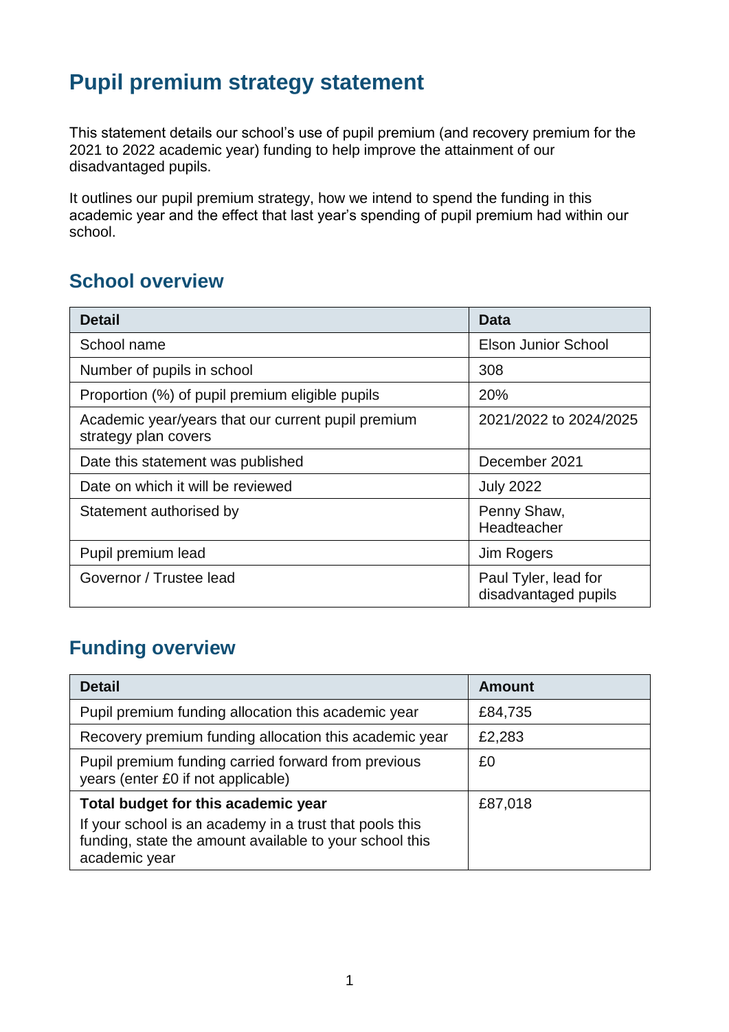# Pupil premium strategy statement

This statement details our school's use of pupil premium (and recovery premium for the 2021 to 2022 academic year) funding to help improve the attainment of our disadvantaged pupils.

It outlines our pupil premium strategy, how we intend to spend the funding in this academic year and the effect that last year's spending of pupil premium had within our school.

## School overview

| Detail | Data |
|---|---|
| School name | Elson Junior School |
| Number of pupils in school | 308 |
| Proportion (%) of pupil premium eligible pupils | 20% |
| Academic year/years that our current pupil premium strategy plan covers | 2021/2022 to 2024/2025 |
| Date this statement was published | December 2021 |
| Date on which it will be reviewed | July 2022 |
| Statement authorised by | Penny Shaw, Headteacher |
| Pupil premium lead | Jim Rogers |
| Governor / Trustee lead | Paul Tyler, lead for disadvantaged pupils |

## Funding overview

| Detail | Amount |
|---|---|
| Pupil premium funding allocation this academic year | £84,735 |
| Recovery premium funding allocation this academic year | £2,283 |
| Pupil premium funding carried forward from previous years (enter £0 if not applicable) | £0 |
| **Total budget for this academic year** If your school is an academy in a trust that pools this funding, state the amount available to your school this academic year | £87,018 |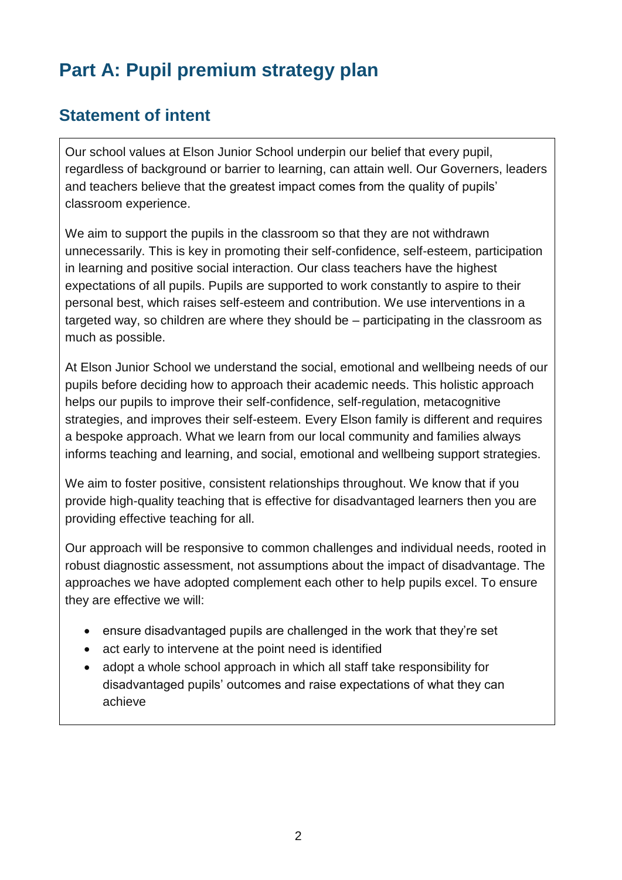# Part A: Pupil premium strategy plan

## Statement of intent

Our school values at Elson Junior School underpin our belief that every pupil, regardless of background or barrier to learning, can attain well. Our Governers, leaders and teachers believe that the greatest impact comes from the quality of pupils' classroom experience.

We aim to support the pupils in the classroom so that they are not withdrawn unnecessarily. This is key in promoting their self-confidence, self-esteem, participation in learning and positive social interaction. Our class teachers have the highest expectations of all pupils. Pupils are supported to work constantly to aspire to their personal best, which raises self-esteem and contribution. We use interventions in a targeted way, so children are where they should be – participating in the classroom as much as possible.

At Elson Junior School we understand the social, emotional and wellbeing needs of our pupils before deciding how to approach their academic needs. This holistic approach helps our pupils to improve their self-confidence, self-regulation, metacognitive strategies, and improves their self-esteem. Every Elson family is different and requires a bespoke approach. What we learn from our local community and families always informs teaching and learning, and social, emotional and wellbeing support strategies.

We aim to foster positive, consistent relationships throughout. We know that if you provide high-quality teaching that is effective for disadvantaged learners then you are providing effective teaching for all.

Our approach will be responsive to common challenges and individual needs, rooted in robust diagnostic assessment, not assumptions about the impact of disadvantage. The approaches we have adopted complement each other to help pupils excel. To ensure they are effective we will:

- ensure disadvantaged pupils are challenged in the work that they're set
- act early to intervene at the point need is identified
- adopt a whole school approach in which all staff take responsibility for disadvantaged pupils' outcomes and raise expectations of what they can achieve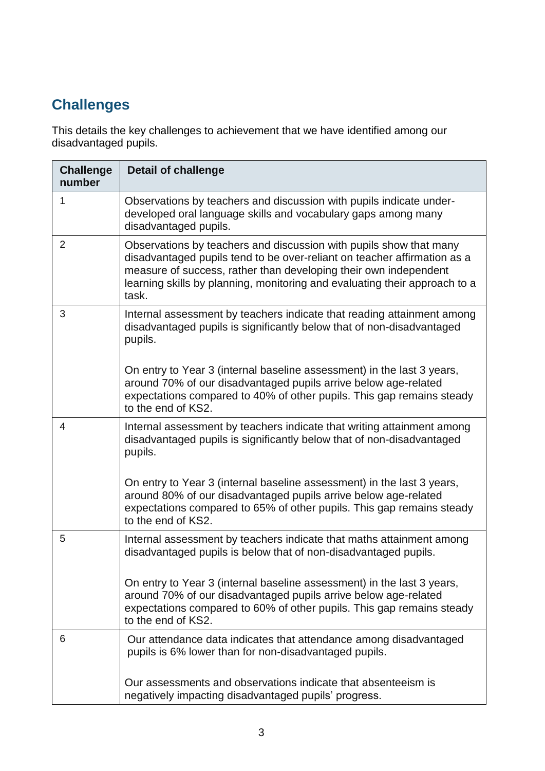## Challenges

This details the key challenges to achievement that we have identified among our disadvantaged pupils.

| Challenge number | Detail of challenge |
|---|---|
| 1 | Observations by teachers and discussion with pupils indicate under-developed oral language skills and vocabulary gaps among many disadvantaged pupils. |
| 2 | Observations by teachers and discussion with pupils show that many disadvantaged pupils tend to be over-reliant on teacher affirmation as a measure of success, rather than developing their own independent learning skills by planning, monitoring and evaluating their approach to a task. |
| 3 | Internal assessment by teachers indicate that reading attainment among disadvantaged pupils is significantly below that of non-disadvantaged pupils.<br><br>On entry to Year 3 (internal baseline assessment) in the last 3 years, around 70% of our disadvantaged pupils arrive below age-related expectations compared to 40% of other pupils. This gap remains steady to the end of KS2. |
| 4 | Internal assessment by teachers indicate that writing attainment among disadvantaged pupils is significantly below that of non-disadvantaged pupils.<br><br>On entry to Year 3 (internal baseline assessment) in the last 3 years, around 80% of our disadvantaged pupils arrive below age-related expectations compared to 65% of other pupils. This gap remains steady to the end of KS2. |
| 5 | Internal assessment by teachers indicate that maths attainment among disadvantaged pupils is below that of non-disadvantaged pupils.<br><br>On entry to Year 3 (internal baseline assessment) in the last 3 years, around 70% of our disadvantaged pupils arrive below age-related expectations compared to 60% of other pupils. This gap remains steady to the end of KS2. |
| 6 | Our attendance data indicates that attendance among disadvantaged pupils is 6% lower than for non-disadvantaged pupils.<br><br>Our assessments and observations indicate that absenteeism is negatively impacting disadvantaged pupils' progress. |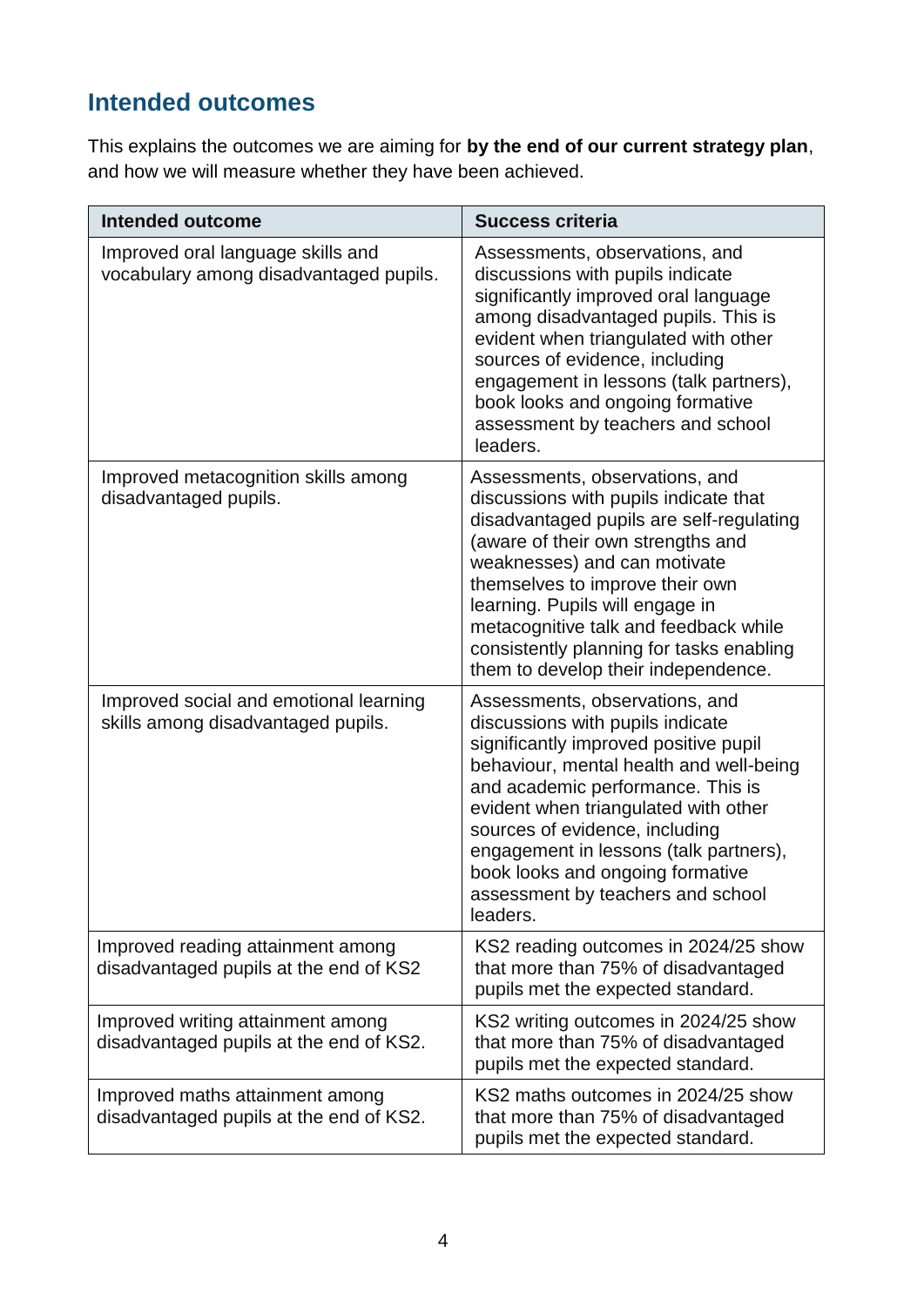## Intended outcomes

This explains the outcomes we are aiming for **by the end of our current strategy plan**, and how we will measure whether they have been achieved.

| Intended outcome | Success criteria |
|---|---|
| Improved oral language skills and vocabulary among disadvantaged pupils. | Assessments, observations, and discussions with pupils indicate significantly improved oral language among disadvantaged pupils. This is evident when triangulated with other sources of evidence, including engagement in lessons (talk partners), book looks and ongoing formative assessment by teachers and school leaders. |
| Improved metacognition skills among disadvantaged pupils. | Assessments, observations, and discussions with pupils indicate that disadvantaged pupils are self-regulating (aware of their own strengths and weaknesses) and can motivate themselves to improve their own learning. Pupils will engage in metacognitive talk and feedback while consistently planning for tasks enabling them to develop their independence. |
| Improved social and emotional learning skills among disadvantaged pupils. | Assessments, observations, and discussions with pupils indicate significantly improved positive pupil behaviour, mental health and well-being and academic performance. This is evident when triangulated with other sources of evidence, including engagement in lessons (talk partners), book looks and ongoing formative assessment by teachers and school leaders. |
| Improved reading attainment among disadvantaged pupils at the end of KS2 | KS2 reading outcomes in 2024/25 show that more than 75% of disadvantaged pupils met the expected standard. |
| Improved writing attainment among disadvantaged pupils at the end of KS2. | KS2 writing outcomes in 2024/25 show that more than 75% of disadvantaged pupils met the expected standard. |
| Improved maths attainment among disadvantaged pupils at the end of KS2. | KS2 maths outcomes in 2024/25 show that more than 75% of disadvantaged pupils met the expected standard. |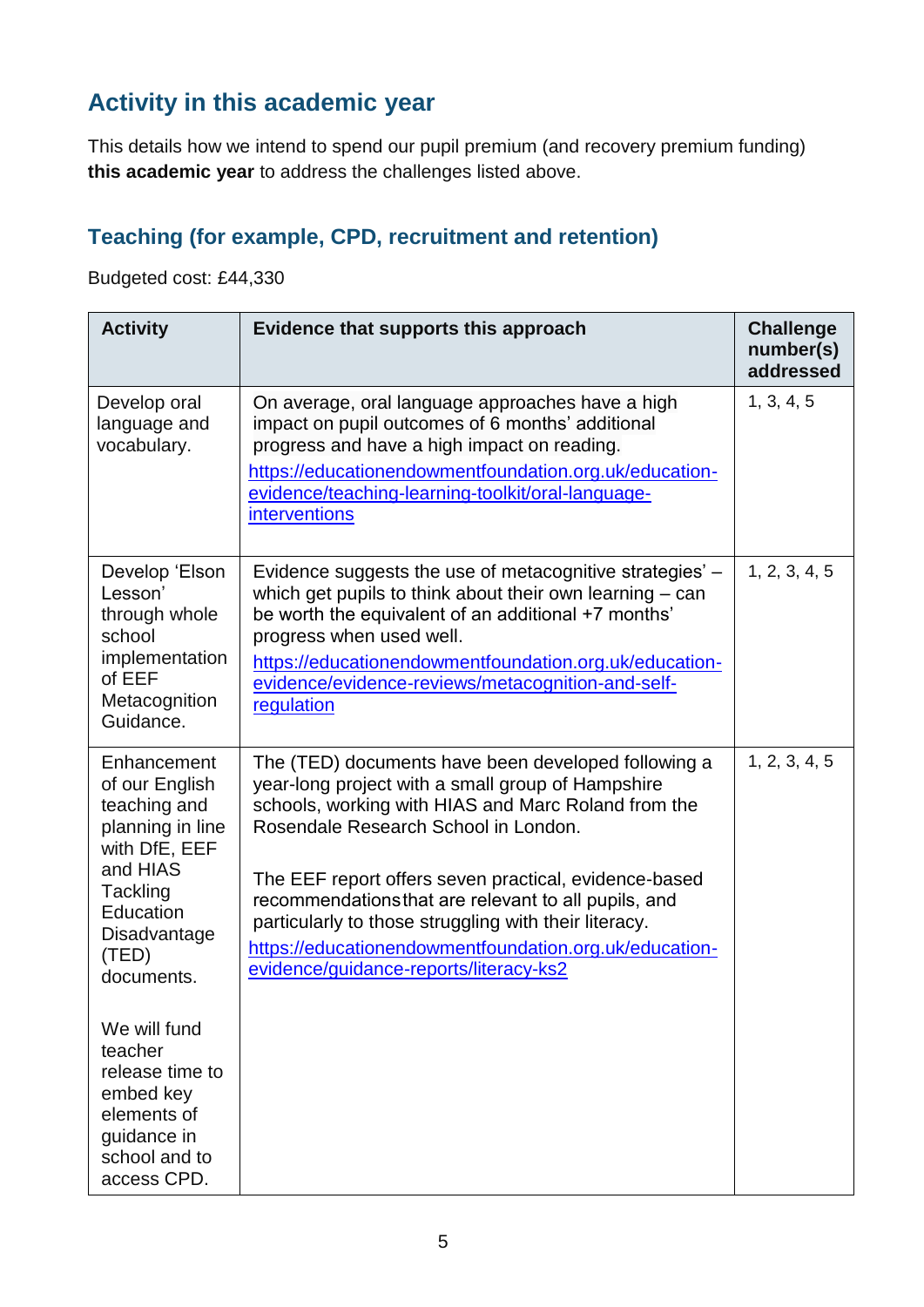## Activity in this academic year

This details how we intend to spend our pupil premium (and recovery premium funding) **this academic year** to address the challenges listed above.

### Teaching (for example, CPD, recruitment and retention)

Budgeted cost: £44,330

| Activity | Evidence that supports this approach | Challenge number(s) addressed |
|---|---|---|
| Develop oral language and vocabulary. | On average, oral language approaches have a high impact on pupil outcomes of 6 months' additional progress and have a high impact on reading.<br>https://educationendowmentfoundation.org.uk/education-evidence/teaching-learning-toolkit/oral-language-interventions | 1, 3, 4, 5 |
| Develop 'Elson Lesson' through whole school implementation of EEF Metacognition Guidance. | Evidence suggests the use of metacognitive strategies' – which get pupils to think about their own learning – can be worth the equivalent of an additional +7 months' progress when used well.<br>https://educationendowmentfoundation.org.uk/education-evidence/evidence-reviews/metacognition-and-self-regulation | 1, 2, 3, 4, 5 |
| Enhancement of our English teaching and planning in line with DfE, EEF and HIAS Tackling Education Disadvantage (TED) documents.<br><br>We will fund teacher release time to embed key elements of guidance in school and to access CPD. | The (TED) documents have been developed following a year-long project with a small group of Hampshire schools, working with HIAS and Marc Roland from the Rosendale Research School in London.<br><br>The EEF report offers seven practical, evidence-based recommendations that are relevant to all pupils, and particularly to those struggling with their literacy.<br>https://educationendowmentfoundation.org.uk/education-evidence/guidance-reports/literacy-ks2 | 1, 2, 3, 4, 5 |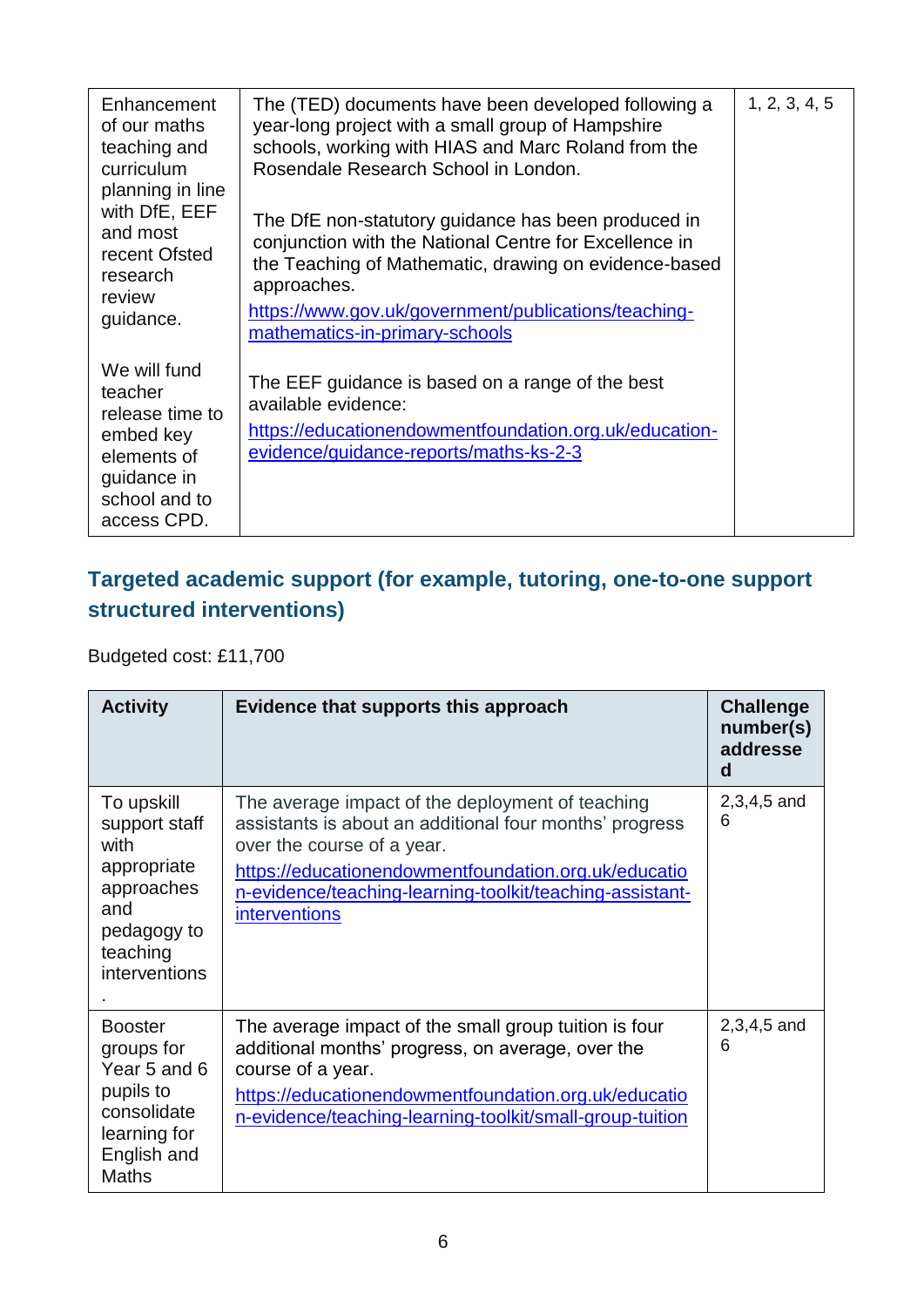| | | |
|---|---|---|
| Enhancement of our maths teaching and curriculum planning in line with DfE, EEF and most recent Ofsted research review guidance.<br><br>We will fund teacher release time to embed key elements of guidance in school and to access CPD. | The (TED) documents have been developed following a year-long project with a small group of Hampshire schools, working with HIAS and Marc Roland from the Rosendale Research School in London.<br><br>The DfE non-statutory guidance has been produced in conjunction with the National Centre for Excellence in the Teaching of Mathematic, drawing on evidence-based approaches.<br>https://www.gov.uk/government/publications/teaching-mathematics-in-primary-schools<br><br>The EEF guidance is based on a range of the best available evidence:<br>https://educationendowmentfoundation.org.uk/education-evidence/guidance-reports/maths-ks-2-3 | 1, 2, 3, 4, 5 |

## Targeted academic support (for example, tutoring, one-to-one support structured interventions)

Budgeted cost: £11,700

| Activity | Evidence that supports this approach | Challenge number(s) addressed |
|---|---|---|
| To upskill support staff with appropriate approaches and pedagogy to teaching interventions<br>. | The average impact of the deployment of teaching assistants is about an additional four months' progress over the course of a year.<br>https://educationendowmentfoundation.org.uk/education-evidence/teaching-learning-toolkit/teaching-assistant-interventions | 2,3,4,5 and 6 |
| Booster groups for Year 5 and 6 pupils to consolidate learning for English and Maths | The average impact of the small group tuition is four additional months' progress, on average, over the course of a year.<br>https://educationendowmentfoundation.org.uk/education-evidence/teaching-learning-toolkit/small-group-tuition | 2,3,4,5 and 6 |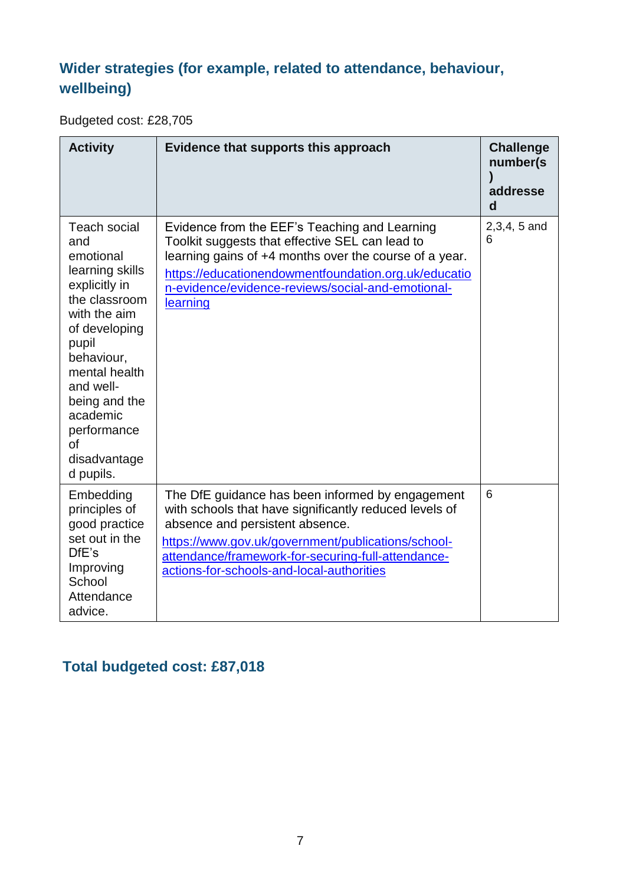## Wider strategies (for example, related to attendance, behaviour, wellbeing)

Budgeted cost: £28,705

| Activity | Evidence that supports this approach | Challenge number(s) addressed |
|---|---|---|
| Teach social and emotional learning skills explicitly in the classroom with the aim of developing pupil behaviour, mental health and well-being and the academic performance of disadvantaged pupils. | Evidence from the EEF's Teaching and Learning Toolkit suggests that effective SEL can lead to learning gains of +4 months over the course of a year. [https://educationendowmentfoundation.org.uk/education-evidence/evidence-reviews/social-and-emotional-learning](https://educationendowmentfoundation.org.uk/education-evidence/evidence-reviews/social-and-emotional-learning) | 2,3,4, 5 and 6 |
| Embedding principles of good practice set out in the DfE's Improving School Attendance advice. | The DfE guidance has been informed by engagement with schools that have significantly reduced levels of absence and persistent absence. [https://www.gov.uk/government/publications/school-attendance/framework-for-securing-full-attendance-actions-for-schools-and-local-authorities](https://www.gov.uk/government/publications/school-attendance/framework-for-securing-full-attendance-actions-for-schools-and-local-authorities) | 6 |

## Total budgeted cost: £87,018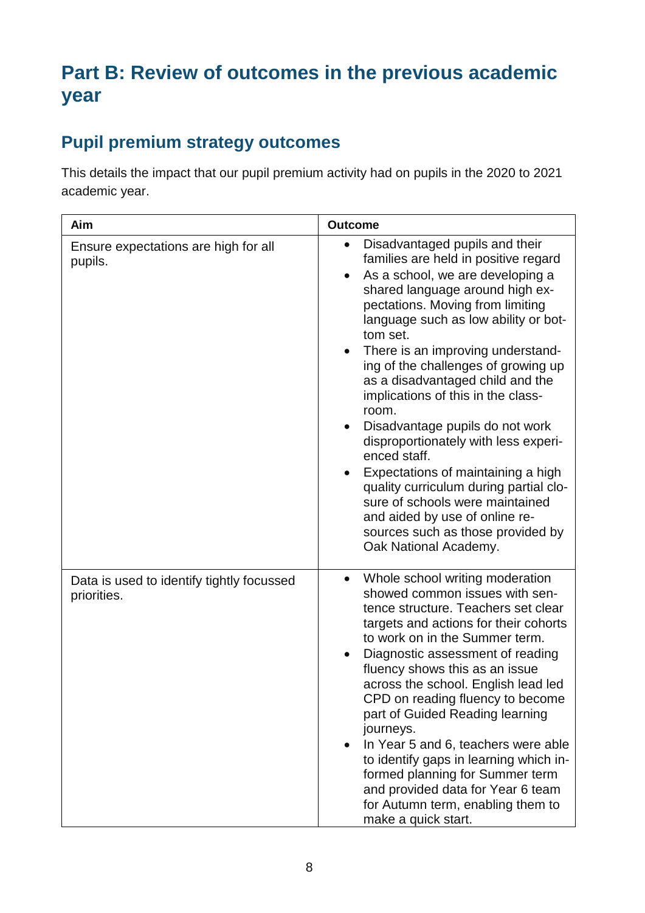# Part B: Review of outcomes in the previous academic year

## Pupil premium strategy outcomes

This details the impact that our pupil premium activity had on pupils in the 2020 to 2021 academic year.

| Aim | Outcome |
|---|---|
| Ensure expectations are high for all pupils. | • Disadvantaged pupils and their families are held in positive regard<br>• As a school, we are developing a shared language around high expectations. Moving from limiting language such as low ability or bottom set.<br>• There is an improving understanding of the challenges of growing up as a disadvantaged child and the implications of this in the classroom.<br>• Disadvantage pupils do not work disproportionately with less experienced staff.<br>• Expectations of maintaining a high quality curriculum during partial closure of schools were maintained and aided by use of online resources such as those provided by Oak National Academy. |
| Data is used to identify tightly focussed priorities. | • Whole school writing moderation showed common issues with sentence structure. Teachers set clear targets and actions for their cohorts to work on in the Summer term.<br>• Diagnostic assessment of reading fluency shows this as an issue across the school. English lead led CPD on reading fluency to become part of Guided Reading learning journeys.<br>• In Year 5 and 6, teachers were able to identify gaps in learning which informed planning for Summer term and provided data for Year 6 team for Autumn term, enabling them to make a quick start. |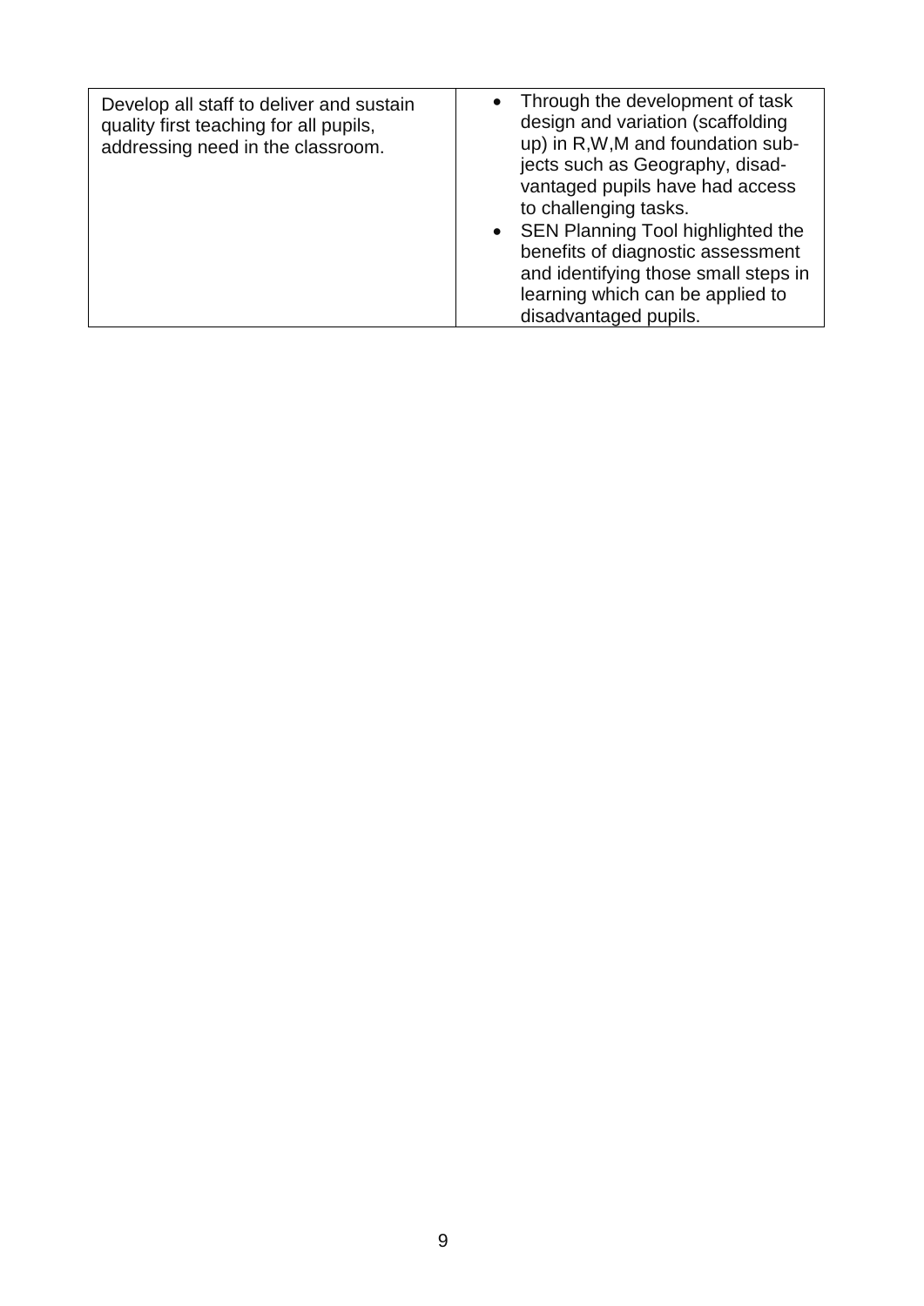| | |
|---|---|
| Develop all staff to deliver and sustain quality first teaching for all pupils, addressing need in the classroom. | • Through the development of task design and variation (scaffolding up) in R,W,M and foundation subjects such as Geography, disadvantaged pupils have had access to challenging tasks.<br>• SEN Planning Tool highlighted the benefits of diagnostic assessment and identifying those small steps in learning which can be applied to disadvantaged pupils. |